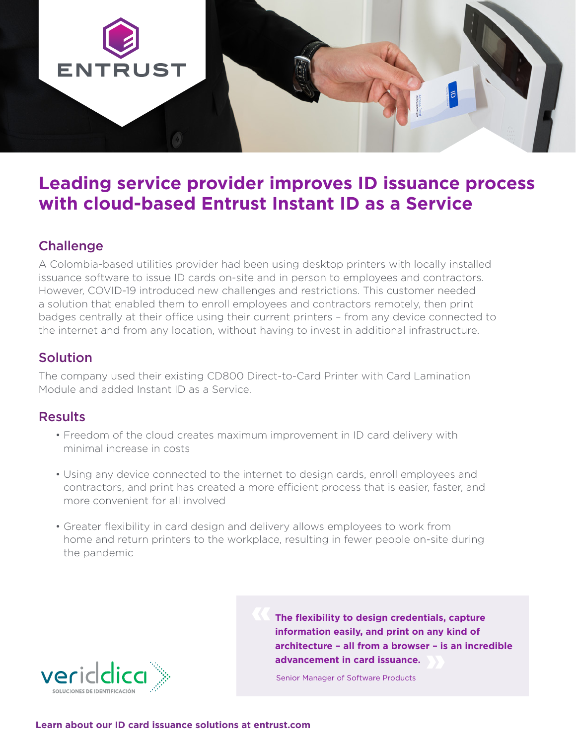# Leading service provider improves ID issuance process with cloud-based Entrust Instant ID as a Service

## Challenge

A Colombia-based utilities provider had been using desktop printers with locally installed issuance software to issue ID cards on-site and in person to employees and contractors. However, COVID-19 introduced new challenges and restrictions. This customer needed a solution that enabled them to enroll employees and contractors remotely, then print badges centrally at their office using their current printers – from any device connected to the internet and from any location, without having to invest in additional infrastructure.

## Solution

The company used their existing CD800 Direct-to-Card Printer with Card Lamination Module and added Instant ID as a Service.

## Results

- Freedom of the cloud creates maximum improvement in ID card delivery with minimal increase in costs
- Using any device connected to the internet to design cards, enroll employees and contractors, and print has created a more efficient process that is easier, faster, and more convenient for all involved
- Greater flexibility in card design and delivery allows employees to work from home and return printers to the workplace, resulting in fewer people on-site during the pandemic

> **The flexibility to design credentials, capture information easily, and print on any kind of architecture – all from a browser – is an incredible advancement in card issuance.**
>
> Senior Manager of Software Products

veridica
SOLUCIONES DE IDENTIFICACIÓN

**Learn about our ID card issuance solutions at entrust.com**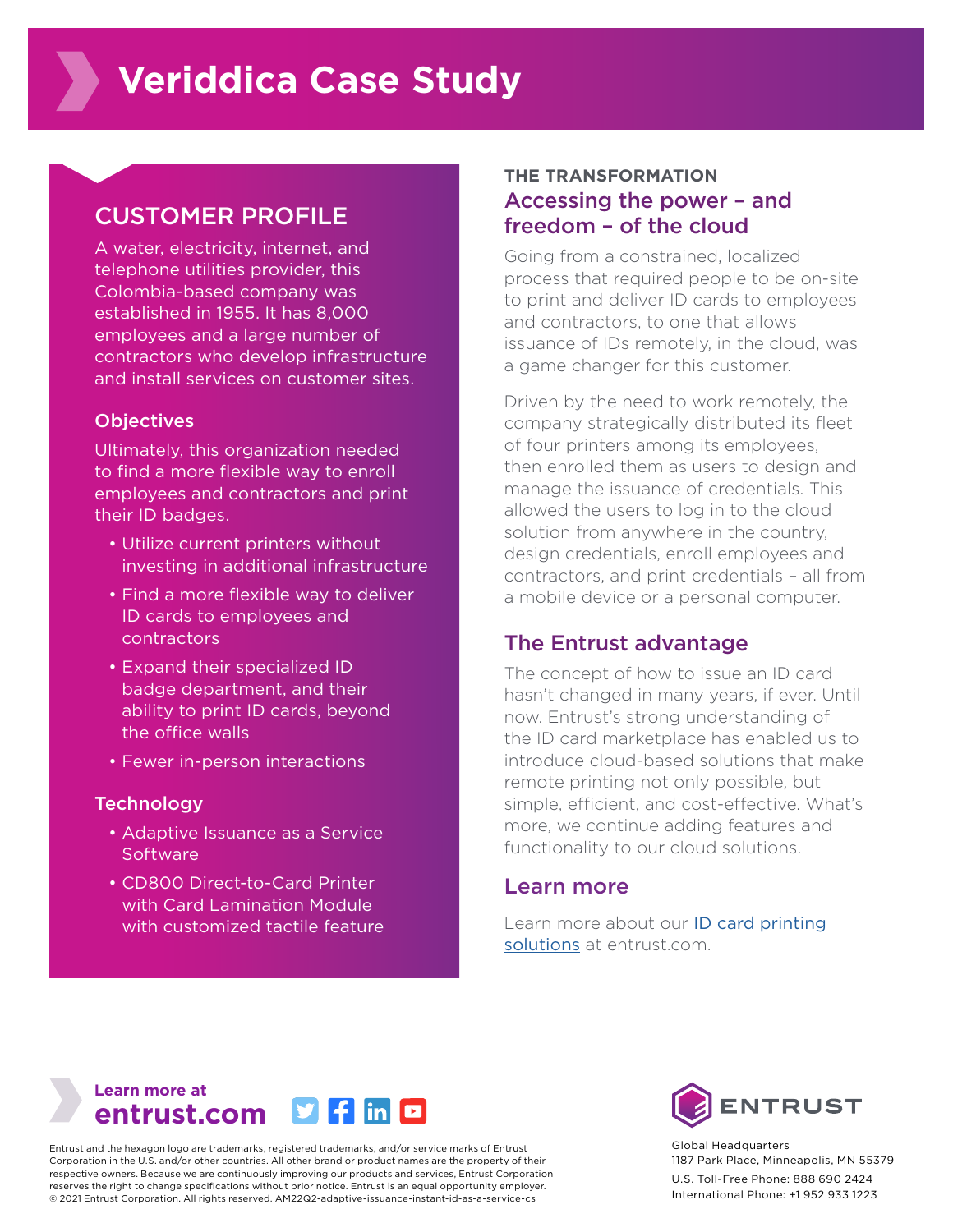# Veriddica Case Study

## CUSTOMER PROFILE

A water, electricity, internet, and telephone utilities provider, this Colombia-based company was established in 1955. It has 8,000 employees and a large number of contractors who develop infrastructure and install services on customer sites.

### Objectives

Ultimately, this organization needed to find a more flexible way to enroll employees and contractors and print their ID badges.

- Utilize current printers without investing in additional infrastructure
- Find a more flexible way to deliver ID cards to employees and contractors
- Expand their specialized ID badge department, and their ability to print ID cards, beyond the office walls
- Fewer in-person interactions

### Technology

- Adaptive Issuance as a Service Software
- CD800 Direct-to-Card Printer with Card Lamination Module with customized tactile feature

## THE TRANSFORMATION

### Accessing the power – and freedom – of the cloud

Going from a constrained, localized process that required people to be on-site to print and deliver ID cards to employees and contractors, to one that allows issuance of IDs remotely, in the cloud, was a game changer for this customer.

Driven by the need to work remotely, the company strategically distributed its fleet of four printers among its employees, then enrolled them as users to design and manage the issuance of credentials. This allowed the users to log in to the cloud solution from anywhere in the country, design credentials, enroll employees and contractors, and print credentials – all from a mobile device or a personal computer.

### The Entrust advantage

The concept of how to issue an ID card hasn't changed in many years, if ever. Until now. Entrust's strong understanding of the ID card marketplace has enabled us to introduce cloud-based solutions that make remote printing not only possible, but simple, efficient, and cost-effective. What's more, we continue adding features and functionality to our cloud solutions.

### Learn more

Learn more about our ID card printing solutions at entrust.com.

**Learn more at**
**entrust.com**

Entrust and the hexagon logo are trademarks, registered trademarks, and/or service marks of Entrust Corporation in the U.S. and/or other countries. All other brand or product names are the property of their respective owners. Because we are continuously improving our products and services, Entrust Corporation reserves the right to change specifications without prior notice. Entrust is an equal opportunity employer. © 2021 Entrust Corporation. All rights reserved. AM22Q2-adaptive-issuance-instant-id-as-a-service-cs

ENTRUST

Global Headquarters
1187 Park Place, Minneapolis, MN 55379

U.S. Toll-Free Phone: 888 690 2424
International Phone: +1 952 933 1223